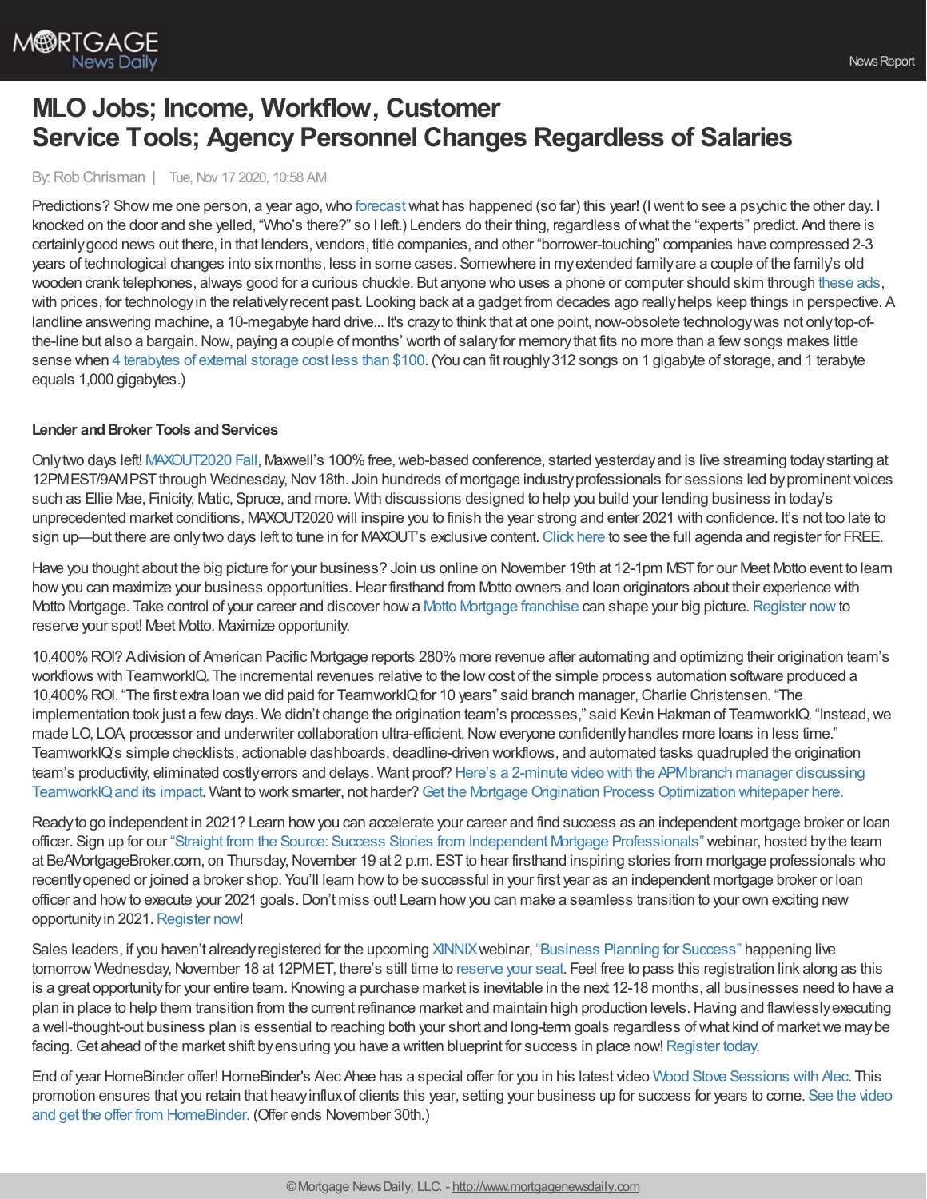# MLO Jobs; Income, Workflow, Customer Service Tools; Agency Personnel Changes Regardless of Salaries

By: Rob Chrisman | Tue, Nov 17 2020, 10:58 AM

Predictions? Show me one person, a year ago, who forecast what has happened (so far) this year! (I went to see a psychic the other day. I knocked on the door and she yelled, "Who's there?" so I left.) Lenders do their thing, regardless of what the "experts" predict. And there is certainly good news out there, in that lenders, vendors, title companies, and other "borrower-touching" companies have compressed 2-3 years of technological changes into six months, less in some cases. Somewhere in my extended family are a couple of the family's old wooden crank telephones, always good for a curious chuckle. But anyone who uses a phone or computer should skim through these ads, with prices, for technology in the relatively recent past. Looking back at a gadget from decades ago really helps keep things in perspective. A landline answering machine, a 10-megabyte hard drive... It's crazy to think that at one point, now-obsolete technology was not only top-of-the-line but also a bargain. Now, paying a couple of months' worth of salary for memory that fits no more than a few songs makes little sense when 4 terabytes of external storage cost less than $100. (You can fit roughly 312 songs on 1 gigabyte of storage, and 1 terabyte equals 1,000 gigabytes.)

**Lender and Broker Tools and Services**

Only two days left! MAXOUT2020 Fall, Maxwell's 100% free, web-based conference, started yesterday and is live streaming today starting at 12PM EST/9AM PST through Wednesday, Nov 18th. Join hundreds of mortgage industry professionals for sessions led by prominent voices such as Ellie Mae, Finicity, Matic, Spruce, and more. With discussions designed to help you build your lending business in today's unprecedented market conditions, MAXOUT2020 will inspire you to finish the year strong and enter 2021 with confidence. It's not too late to sign up—but there are only two days left to tune in for MAXOUT's exclusive content. Click here to see the full agenda and register for FREE.

Have you thought about the big picture for your business? Join us online on November 19th at 12-1pm MST for our Meet Motto event to learn how you can maximize your business opportunities. Hear firsthand from Motto owners and loan originators about their experience with Motto Mortgage. Take control of your career and discover how a Motto Mortgage franchise can shape your big picture. Register now to reserve your spot! Meet Motto. Maximize opportunity.

10,400% ROI? A division of American Pacific Mortgage reports 280% more revenue after automating and optimizing their origination team's workflows with TeamworkIQ. The incremental revenues relative to the low cost of the simple process automation software produced a 10,400% ROI. "The first extra loan we did paid for TeamworkIQ for 10 years" said branch manager, Charlie Christensen. "The implementation took just a few days. We didn't change the origination team's processes," said Kevin Hakman of TeamworkIQ. "Instead, we made LO, LOA, processor and underwriter collaboration ultra-efficient. Now everyone confidently handles more loans in less time." TeamworkIQ's simple checklists, actionable dashboards, deadline-driven workflows, and automated tasks quadrupled the origination team's productivity, eliminated costly errors and delays. Want proof? Here's a 2-minute video with the APM branch manager discussing TeamworkIQ and its impact. Want to work smarter, not harder? Get the Mortgage Origination Process Optimization whitepaper here.

Ready to go independent in 2021? Learn how you can accelerate your career and find success as an independent mortgage broker or loan officer. Sign up for our "Straight from the Source: Success Stories from Independent Mortgage Professionals" webinar, hosted by the team at BeAMortgageBroker.com, on Thursday, November 19 at 2 p.m. EST to hear firsthand inspiring stories from mortgage professionals who recently opened or joined a broker shop. You'll learn how to be successful in your first year as an independent mortgage broker or loan officer and how to execute your 2021 goals. Don't miss out! Learn how you can make a seamless transition to your own exciting new opportunity in 2021. Register now!

Sales leaders, if you haven't already registered for the upcoming XINNIX webinar, "Business Planning for Success" happening live tomorrow Wednesday, November 18 at 12PM ET, there's still time to reserve your seat. Feel free to pass this registration link along as this is a great opportunity for your entire team. Knowing a purchase market is inevitable in the next 12-18 months, all businesses need to have a plan in place to help them transition from the current refinance market and maintain high production levels. Having and flawlessly executing a well-thought-out business plan is essential to reaching both your short and long-term goals regardless of what kind of market we may be facing. Get ahead of the market shift by ensuring you have a written blueprint for success in place now! Register today.

End of year HomeBinder offer! HomeBinder's Alec Ahee has a special offer for you in his latest video Wood Stove Sessions with Alec. This promotion ensures that you retain that heavy influx of clients this year, setting your business up for success for years to come. See the video and get the offer from HomeBinder. (Offer ends November 30th.)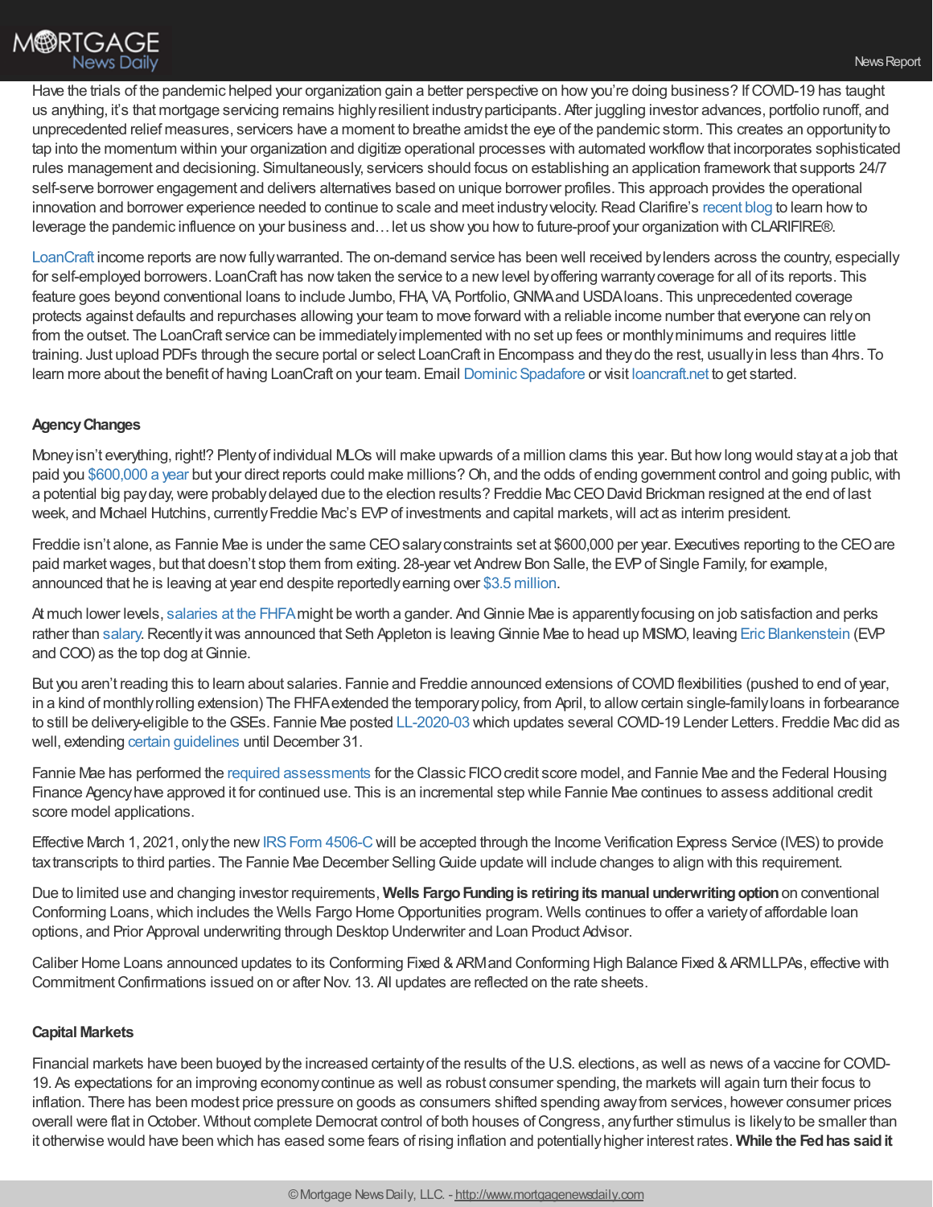Have the trials of the pandemic helped your organization gain a better perspective on how you're doing business? If COVID-19 has taught us anything, it's that mortgage servicing remains highly resilient industry participants. After juggling investor advances, portfolio runoff, and unprecedented relief measures, servicers have a moment to breathe amidst the eye of the pandemic storm. This creates an opportunity to tap into the momentum within your organization and digitize operational processes with automated workflow that incorporates sophisticated rules management and decisioning. Simultaneously, servicers should focus on establishing an application framework that supports 24/7 self-serve borrower engagement and delivers alternatives based on unique borrower profiles. This approach provides the operational innovation and borrower experience needed to continue to scale and meet industry velocity. Read Clarifire's recent blog to learn how to leverage the pandemic influence on your business and… let us show you how to future-proof your organization with CLARIFIRE®.

LoanCraft income reports are now fully warranted. The on-demand service has been well received by lenders across the country, especially for self-employed borrowers. LoanCraft has now taken the service to a new level by offering warranty coverage for all of its reports. This feature goes beyond conventional loans to include Jumbo, FHA, VA, Portfolio, GNMA and USDA loans. This unprecedented coverage protects against defaults and repurchases allowing your team to move forward with a reliable income number that everyone can rely on from the outset. The LoanCraft service can be immediately implemented with no set up fees or monthly minimums and requires little training. Just upload PDFs through the secure portal or select LoanCraft in Encompass and they do the rest, usually in less than 4hrs. To learn more about the benefit of having LoanCraft on your team. Email Dominic Spadafore or visit loancraft.net to get started.

### Agency Changes

Money isn't everything, right!? Plenty of individual MLOs will make upwards of a million clams this year. But how long would stay at a job that paid you $600,000 a year but your direct reports could make millions? Oh, and the odds of ending government control and going public, with a potential big pay day, were probably delayed due to the election results? Freddie Mac CEO David Brickman resigned at the end of last week, and Michael Hutchins, currently Freddie Mac's EVP of investments and capital markets, will act as interim president.

Freddie isn't alone, as Fannie Mae is under the same CEO salary constraints set at $600,000 per year. Executives reporting to the CEO are paid market wages, but that doesn't stop them from exiting. 28-year vet Andrew Bon Salle, the EVP of Single Family, for example, announced that he is leaving at year end despite reportedly earning over $3.5 million.

At much lower levels, salaries at the FHFA might be worth a gander. And Ginnie Mae is apparently focusing on job satisfaction and perks rather than salary. Recently it was announced that Seth Appleton is leaving Ginnie Mae to head up MISMO, leaving Eric Blankenstein (EVP and COO) as the top dog at Ginnie.

But you aren't reading this to learn about salaries. Fannie and Freddie announced extensions of COVID flexibilities (pushed to end of year, in a kind of monthly rolling extension) The FHFA extended the temporary policy, from April, to allow certain single-family loans in forbearance to still be delivery-eligible to the GSEs. Fannie Mae posted LL-2020-03 which updates several COVID-19 Lender Letters. Freddie Mac did as well, extending certain guidelines until December 31.

Fannie Mae has performed the required assessments for the Classic FICO credit score model, and Fannie Mae and the Federal Housing Finance Agency have approved it for continued use. This is an incremental step while Fannie Mae continues to assess additional credit score model applications.

Effective March 1, 2021, only the new IRS Form 4506-C will be accepted through the Income Verification Express Service (IVES) to provide tax transcripts to third parties. The Fannie Mae December Selling Guide update will include changes to align with this requirement.

Due to limited use and changing investor requirements, **Wells Fargo Funding is retiring its manual underwriting option** on conventional Conforming Loans, which includes the Wells Fargo Home Opportunities program. Wells continues to offer a variety of affordable loan options, and Prior Approval underwriting through Desktop Underwriter and Loan Product Advisor.

Caliber Home Loans announced updates to its Conforming Fixed & ARM and Conforming High Balance Fixed & ARM LLPAs, effective with Commitment Confirmations issued on or after Nov. 13. All updates are reflected on the rate sheets.

### Capital Markets

Financial markets have been buoyed by the increased certainty of the results of the U.S. elections, as well as news of a vaccine for COVID-19. As expectations for an improving economy continue as well as robust consumer spending, the markets will again turn their focus to inflation. There has been modest price pressure on goods as consumers shifted spending away from services, however consumer prices overall were flat in October. Without complete Democrat control of both houses of Congress, any further stimulus is likely to be smaller than it otherwise would have been which has eased some fears of rising inflation and potentially higher interest rates. **While the Fed has said it**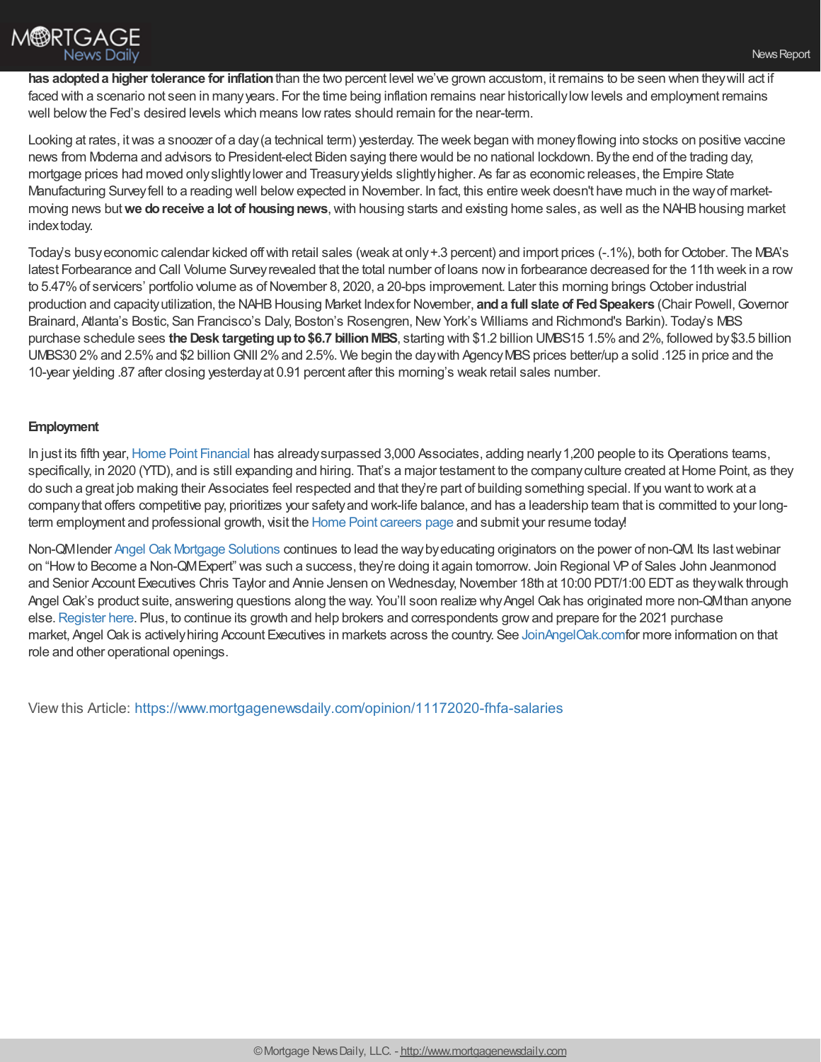**has adopted a higher tolerance for inflation** than the two percent level we've grown accustom, it remains to be seen when they will act if faced with a scenario not seen in many years. For the time being inflation remains near historically low levels and employment remains well below the Fed's desired levels which means low rates should remain for the near-term.

Looking at rates, it was a snoozer of a day (a technical term) yesterday. The week began with money flowing into stocks on positive vaccine news from Moderna and advisors to President-elect Biden saying there would be no national lockdown. By the end of the trading day, mortgage prices had moved only slightly lower and Treasury yields slightly higher. As far as economic releases, the Empire State Manufacturing Survey fell to a reading well below expected in November. In fact, this entire week doesn't have much in the way of market-moving news but **we do receive a lot of housing news**, with housing starts and existing home sales, as well as the NAHB housing market index today.

Today's busy economic calendar kicked off with retail sales (weak at only +.3 percent) and import prices (-.1%), both for October. The MBA's latest Forbearance and Call Volume Survey revealed that the total number of loans now in forbearance decreased for the 11th week in a row to 5.47% of servicers' portfolio volume as of November 8, 2020, a 20-bps improvement. Later this morning brings October industrial production and capacity utilization, the NAHB Housing Market Index for November, **and a full slate of Fed Speakers** (Chair Powell, Governor Brainard, Atlanta's Bostic, San Francisco's Daly, Boston's Rosengren, New York's Williams and Richmond's Barkin). Today's MBS purchase schedule sees **the Desk targeting up to $6.7 billion MBS**, starting with $1.2 billion UMBS15 1.5% and 2%, followed by $3.5 billion UMBS30 2% and 2.5% and $2 billion GNII 2% and 2.5%. We begin the day with Agency MBS prices better/up a solid .125 in price and the 10-year yielding .87 after closing yesterday at 0.91 percent after this morning's weak retail sales number.

### Employment

In just its fifth year, Home Point Financial has already surpassed 3,000 Associates, adding nearly 1,200 people to its Operations teams, specifically, in 2020 (YTD), and is still expanding and hiring. That's a major testament to the company culture created at Home Point, as they do such a great job making their Associates feel respected and that they're part of building something special. If you want to work at a company that offers competitive pay, prioritizes your safety and work-life balance, and has a leadership team that is committed to your long-term employment and professional growth, visit the Home Point careers page and submit your resume today!

Non-QM lender Angel Oak Mortgage Solutions continues to lead the way by educating originators on the power of non-QM. Its last webinar on "How to Become a Non-QM Expert" was such a success, they're doing it again tomorrow. Join Regional VP of Sales John Jeanmonod and Senior Account Executives Chris Taylor and Annie Jensen on Wednesday, November 18th at 10:00 PDT/1:00 EDT as they walk through Angel Oak's product suite, answering questions along the way. You'll soon realize why Angel Oak has originated more non-QM than anyone else. Register here. Plus, to continue its growth and help brokers and correspondents grow and prepare for the 2021 purchase market, Angel Oak is actively hiring Account Executives in markets across the country. See JoinAngelOak.com for more information on that role and other operational openings.

View this Article: https://www.mortgagenewsdaily.com/opinion/11172020-fhfa-salaries